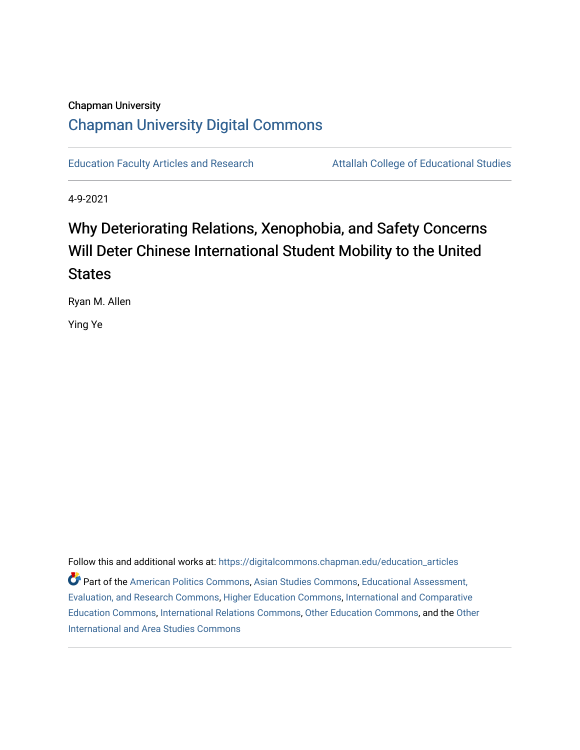Chapman University

# Chapman University Digital Commons

Education Faculty Articles and Research

Attallah College of Educational Studies

4-9-2021

# Why Deteriorating Relations, Xenophobia, and Safety Concerns Will Deter Chinese International Student Mobility to the United States

Ryan M. Allen

Ying Ye

Follow this and additional works at: https://digitalcommons.chapman.edu/education_articles

Part of the American Politics Commons, Asian Studies Commons, Educational Assessment, Evaluation, and Research Commons, Higher Education Commons, International and Comparative Education Commons, International Relations Commons, Other Education Commons, and the Other International and Area Studies Commons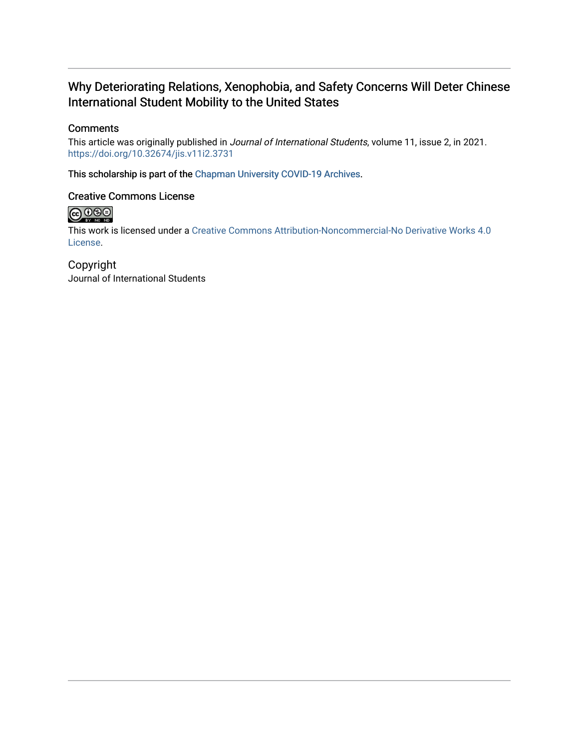Why Deteriorating Relations, Xenophobia, and Safety Concerns Will Deter Chinese International Student Mobility to the United States

## Comments

This article was originally published in *Journal of International Students*, volume 11, issue 2, in 2021. https://doi.org/10.32674/jis.v11i2.3731

This scholarship is part of the Chapman University COVID-19 Archives.

## Creative Commons License

This work is licensed under a Creative Commons Attribution-Noncommercial-No Derivative Works 4.0 License.

## Copyright

Journal of International Students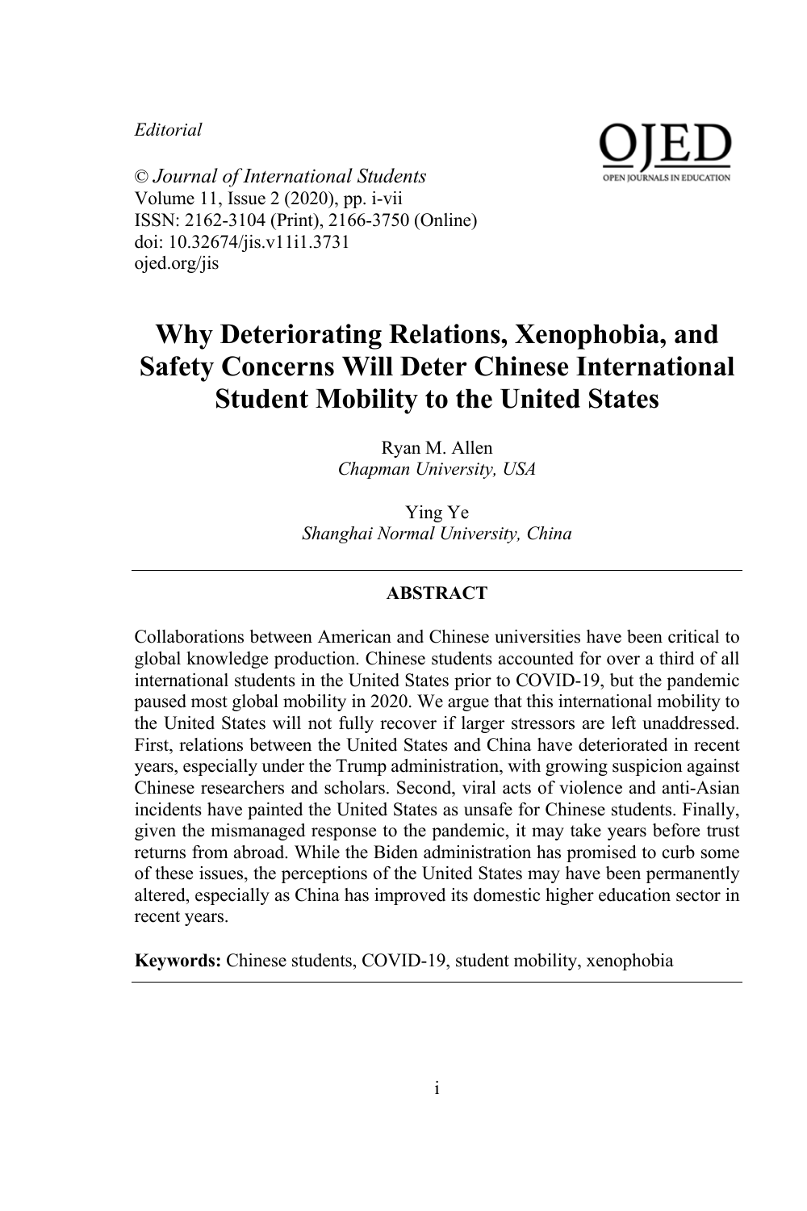*Editorial*

© *Journal of International Students*
Volume 11, Issue 2 (2020), pp. i-vii
ISSN: 2162-3104 (Print), 2166-3750 (Online)
doi: 10.32674/jis.v11i1.3731
ojed.org/jis

# Why Deteriorating Relations, Xenophobia, and Safety Concerns Will Deter Chinese International Student Mobility to the United States

Ryan M. Allen
*Chapman University, USA*

Ying Ye
*Shanghai Normal University, China*

---

**ABSTRACT**

Collaborations between American and Chinese universities have been critical to global knowledge production. Chinese students accounted for over a third of all international students in the United States prior to COVID-19, but the pandemic paused most global mobility in 2020. We argue that this international mobility to the United States will not fully recover if larger stressors are left unaddressed. First, relations between the United States and China have deteriorated in recent years, especially under the Trump administration, with growing suspicion against Chinese researchers and scholars. Second, viral acts of violence and anti-Asian incidents have painted the United States as unsafe for Chinese students. Finally, given the mismanaged response to the pandemic, it may take years before trust returns from abroad. While the Biden administration has promised to curb some of these issues, the perceptions of the United States may have been permanently altered, especially as China has improved its domestic higher education sector in recent years.

**Keywords:** Chinese students, COVID-19, student mobility, xenophobia

---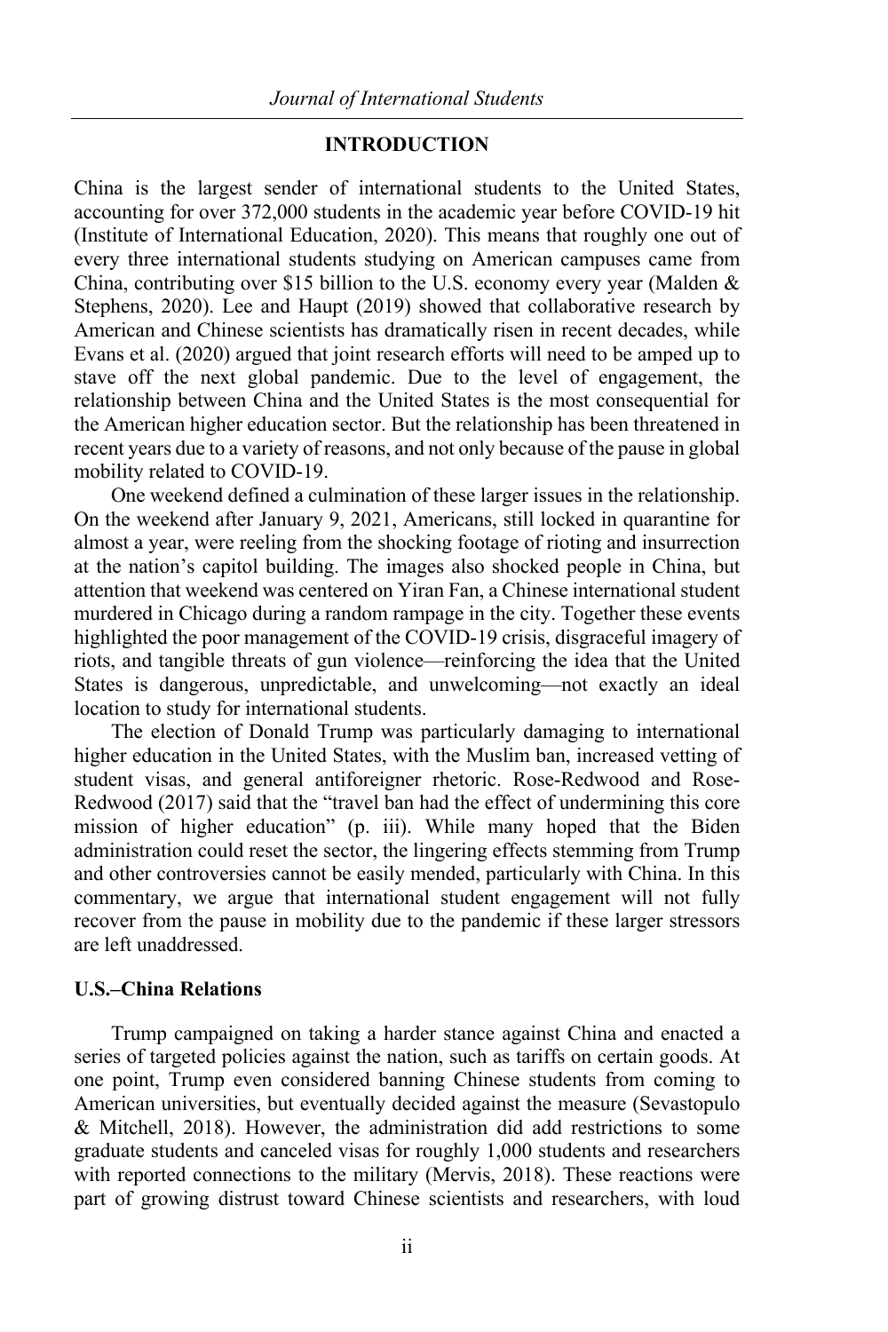## INTRODUCTION

China is the largest sender of international students to the United States, accounting for over 372,000 students in the academic year before COVID-19 hit (Institute of International Education, 2020). This means that roughly one out of every three international students studying on American campuses came from China, contributing over $15 billion to the U.S. economy every year (Malden & Stephens, 2020). Lee and Haupt (2019) showed that collaborative research by American and Chinese scientists has dramatically risen in recent decades, while Evans et al. (2020) argued that joint research efforts will need to be amped up to stave off the next global pandemic. Due to the level of engagement, the relationship between China and the United States is the most consequential for the American higher education sector. But the relationship has been threatened in recent years due to a variety of reasons, and not only because of the pause in global mobility related to COVID-19.

One weekend defined a culmination of these larger issues in the relationship. On the weekend after January 9, 2021, Americans, still locked in quarantine for almost a year, were reeling from the shocking footage of rioting and insurrection at the nation's capitol building. The images also shocked people in China, but attention that weekend was centered on Yiran Fan, a Chinese international student murdered in Chicago during a random rampage in the city. Together these events highlighted the poor management of the COVID-19 crisis, disgraceful imagery of riots, and tangible threats of gun violence—reinforcing the idea that the United States is dangerous, unpredictable, and unwelcoming—not exactly an ideal location to study for international students.

The election of Donald Trump was particularly damaging to international higher education in the United States, with the Muslim ban, increased vetting of student visas, and general antiforeigner rhetoric. Rose-Redwood and Rose-Redwood (2017) said that the "travel ban had the effect of undermining this core mission of higher education" (p. iii). While many hoped that the Biden administration could reset the sector, the lingering effects stemming from Trump and other controversies cannot be easily mended, particularly with China. In this commentary, we argue that international student engagement will not fully recover from the pause in mobility due to the pandemic if these larger stressors are left unaddressed.

### U.S.–China Relations

Trump campaigned on taking a harder stance against China and enacted a series of targeted policies against the nation, such as tariffs on certain goods. At one point, Trump even considered banning Chinese students from coming to American universities, but eventually decided against the measure (Sevastopulo & Mitchell, 2018). However, the administration did add restrictions to some graduate students and canceled visas for roughly 1,000 students and researchers with reported connections to the military (Mervis, 2018). These reactions were part of growing distrust toward Chinese scientists and researchers, with loud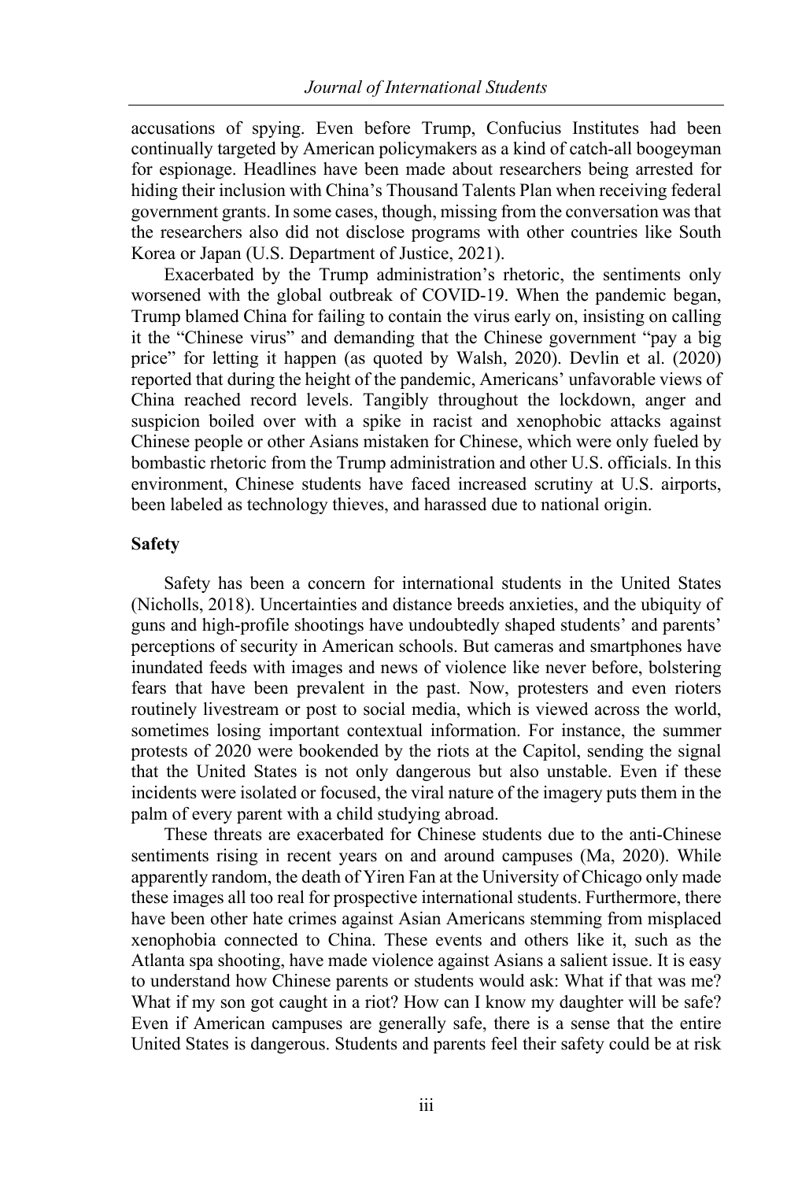accusations of spying. Even before Trump, Confucius Institutes had been continually targeted by American policymakers as a kind of catch-all boogeyman for espionage. Headlines have been made about researchers being arrested for hiding their inclusion with China's Thousand Talents Plan when receiving federal government grants. In some cases, though, missing from the conversation was that the researchers also did not disclose programs with other countries like South Korea or Japan (U.S. Department of Justice, 2021).

Exacerbated by the Trump administration's rhetoric, the sentiments only worsened with the global outbreak of COVID-19. When the pandemic began, Trump blamed China for failing to contain the virus early on, insisting on calling it the "Chinese virus" and demanding that the Chinese government "pay a big price" for letting it happen (as quoted by Walsh, 2020). Devlin et al. (2020) reported that during the height of the pandemic, Americans' unfavorable views of China reached record levels. Tangibly throughout the lockdown, anger and suspicion boiled over with a spike in racist and xenophobic attacks against Chinese people or other Asians mistaken for Chinese, which were only fueled by bombastic rhetoric from the Trump administration and other U.S. officials. In this environment, Chinese students have faced increased scrutiny at U.S. airports, been labeled as technology thieves, and harassed due to national origin.

### Safety

Safety has been a concern for international students in the United States (Nicholls, 2018). Uncertainties and distance breeds anxieties, and the ubiquity of guns and high-profile shootings have undoubtedly shaped students' and parents' perceptions of security in American schools. But cameras and smartphones have inundated feeds with images and news of violence like never before, bolstering fears that have been prevalent in the past. Now, protesters and even rioters routinely livestream or post to social media, which is viewed across the world, sometimes losing important contextual information. For instance, the summer protests of 2020 were bookended by the riots at the Capitol, sending the signal that the United States is not only dangerous but also unstable. Even if these incidents were isolated or focused, the viral nature of the imagery puts them in the palm of every parent with a child studying abroad.

These threats are exacerbated for Chinese students due to the anti-Chinese sentiments rising in recent years on and around campuses (Ma, 2020). While apparently random, the death of Yiren Fan at the University of Chicago only made these images all too real for prospective international students. Furthermore, there have been other hate crimes against Asian Americans stemming from misplaced xenophobia connected to China. These events and others like it, such as the Atlanta spa shooting, have made violence against Asians a salient issue. It is easy to understand how Chinese parents or students would ask: What if that was me? What if my son got caught in a riot? How can I know my daughter will be safe? Even if American campuses are generally safe, there is a sense that the entire United States is dangerous. Students and parents feel their safety could be at risk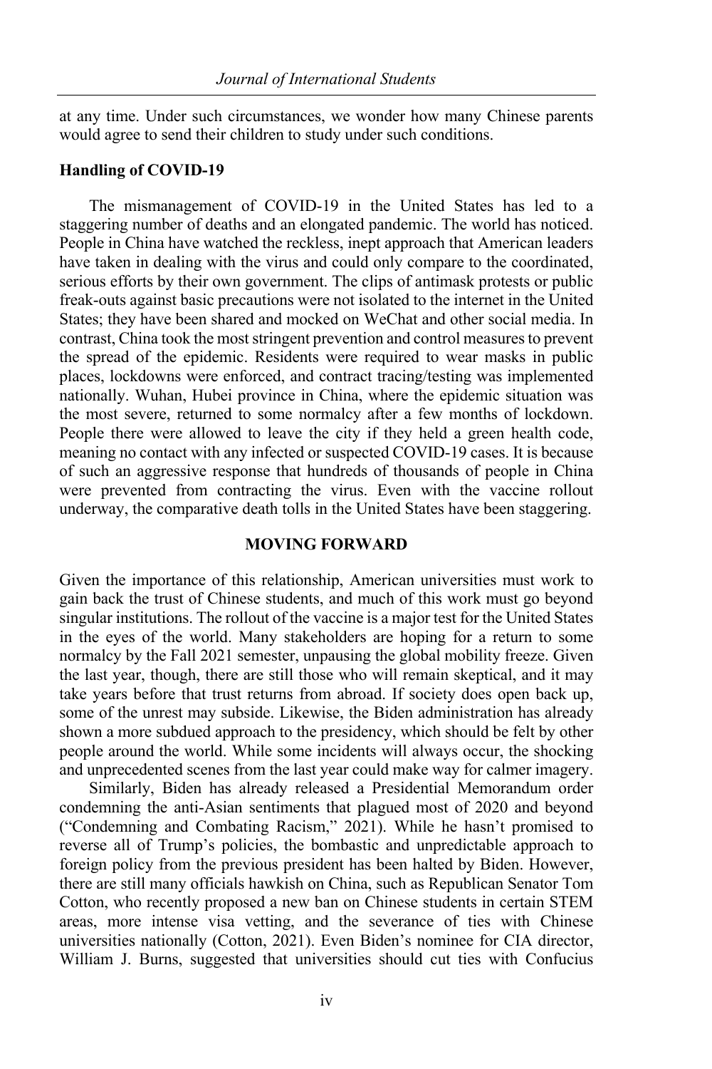at any time. Under such circumstances, we wonder how many Chinese parents would agree to send their children to study under such conditions.

### Handling of COVID-19

The mismanagement of COVID-19 in the United States has led to a staggering number of deaths and an elongated pandemic. The world has noticed. People in China have watched the reckless, inept approach that American leaders have taken in dealing with the virus and could only compare to the coordinated, serious efforts by their own government. The clips of antimask protests or public freak-outs against basic precautions were not isolated to the internet in the United States; they have been shared and mocked on WeChat and other social media. In contrast, China took the most stringent prevention and control measures to prevent the spread of the epidemic. Residents were required to wear masks in public places, lockdowns were enforced, and contract tracing/testing was implemented nationally. Wuhan, Hubei province in China, where the epidemic situation was the most severe, returned to some normalcy after a few months of lockdown. People there were allowed to leave the city if they held a green health code, meaning no contact with any infected or suspected COVID-19 cases. It is because of such an aggressive response that hundreds of thousands of people in China were prevented from contracting the virus. Even with the vaccine rollout underway, the comparative death tolls in the United States have been staggering.

## MOVING FORWARD

Given the importance of this relationship, American universities must work to gain back the trust of Chinese students, and much of this work must go beyond singular institutions. The rollout of the vaccine is a major test for the United States in the eyes of the world. Many stakeholders are hoping for a return to some normalcy by the Fall 2021 semester, unpausing the global mobility freeze. Given the last year, though, there are still those who will remain skeptical, and it may take years before that trust returns from abroad. If society does open back up, some of the unrest may subside. Likewise, the Biden administration has already shown a more subdued approach to the presidency, which should be felt by other people around the world. While some incidents will always occur, the shocking and unprecedented scenes from the last year could make way for calmer imagery.

Similarly, Biden has already released a Presidential Memorandum order condemning the anti-Asian sentiments that plagued most of 2020 and beyond ("Condemning and Combating Racism," 2021). While he hasn't promised to reverse all of Trump's policies, the bombastic and unpredictable approach to foreign policy from the previous president has been halted by Biden. However, there are still many officials hawkish on China, such as Republican Senator Tom Cotton, who recently proposed a new ban on Chinese students in certain STEM areas, more intense visa vetting, and the severance of ties with Chinese universities nationally (Cotton, 2021). Even Biden's nominee for CIA director, William J. Burns, suggested that universities should cut ties with Confucius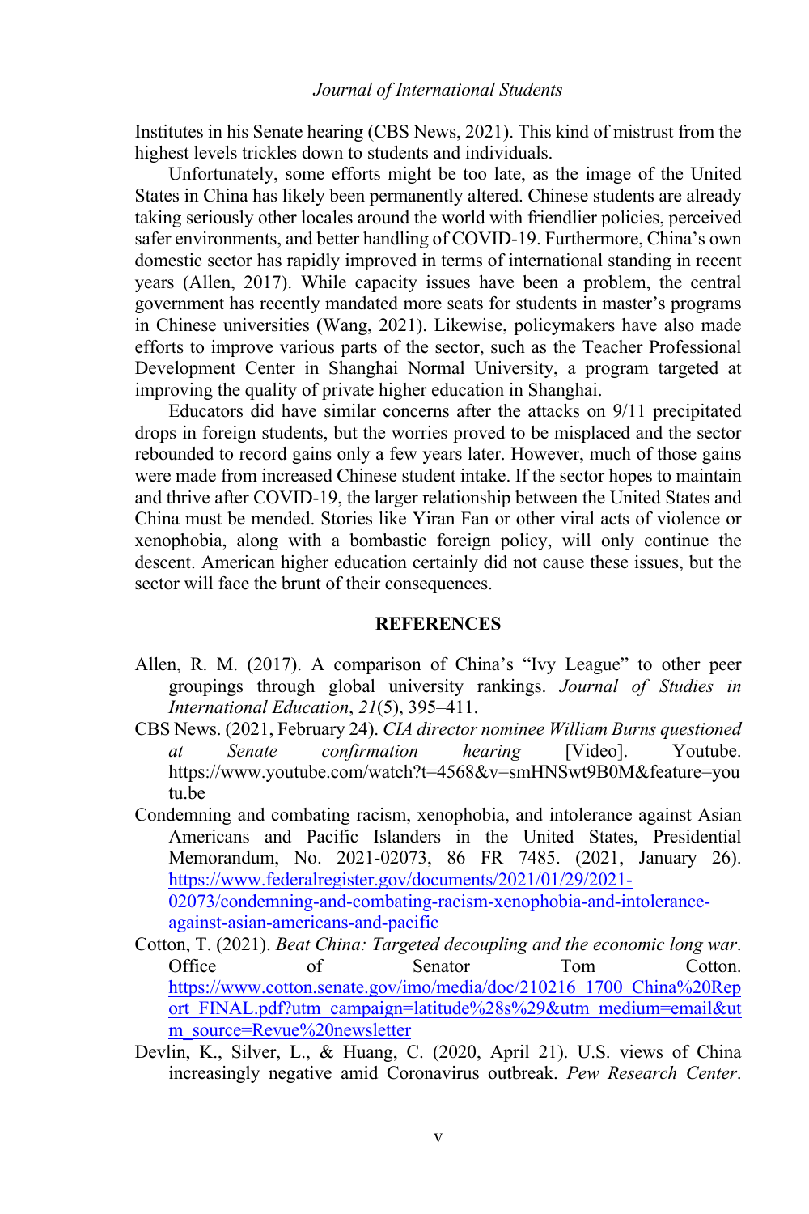Institutes in his Senate hearing (CBS News, 2021). This kind of mistrust from the highest levels trickles down to students and individuals.

Unfortunately, some efforts might be too late, as the image of the United States in China has likely been permanently altered. Chinese students are already taking seriously other locales around the world with friendlier policies, perceived safer environments, and better handling of COVID-19. Furthermore, China's own domestic sector has rapidly improved in terms of international standing in recent years (Allen, 2017). While capacity issues have been a problem, the central government has recently mandated more seats for students in master's programs in Chinese universities (Wang, 2021). Likewise, policymakers have also made efforts to improve various parts of the sector, such as the Teacher Professional Development Center in Shanghai Normal University, a program targeted at improving the quality of private higher education in Shanghai.

Educators did have similar concerns after the attacks on 9/11 precipitated drops in foreign students, but the worries proved to be misplaced and the sector rebounded to record gains only a few years later. However, much of those gains were made from increased Chinese student intake. If the sector hopes to maintain and thrive after COVID-19, the larger relationship between the United States and China must be mended. Stories like Yiran Fan or other viral acts of violence or xenophobia, along with a bombastic foreign policy, will only continue the descent. American higher education certainly did not cause these issues, but the sector will face the brunt of their consequences.

## REFERENCES

Allen, R. M. (2017). A comparison of China's "Ivy League" to other peer groupings through global university rankings. *Journal of Studies in International Education*, *21*(5), 395–411.

CBS News. (2021, February 24). *CIA director nominee William Burns questioned at Senate confirmation hearing* [Video]. Youtube. https://www.youtube.com/watch?t=4568&v=smHNSwt9B0M&feature=youtu.be

Condemning and combating racism, xenophobia, and intolerance against Asian Americans and Pacific Islanders in the United States, Presidential Memorandum, No. 2021-02073, 86 FR 7485. (2021, January 26). https://www.federalregister.gov/documents/2021/01/29/2021-02073/condemning-and-combating-racism-xenophobia-and-intolerance-against-asian-americans-and-pacific

Cotton, T. (2021). *Beat China: Targeted decoupling and the economic long war*. Office of Senator Tom Cotton. https://www.cotton.senate.gov/imo/media/doc/210216_1700_China%20Report_FINAL.pdf?utm_campaign=latitude%28s%29&utm_medium=email&utm_source=Revue%20newsletter

Devlin, K., Silver, L., & Huang, C. (2020, April 21). U.S. views of China increasingly negative amid Coronavirus outbreak. *Pew Research Center*.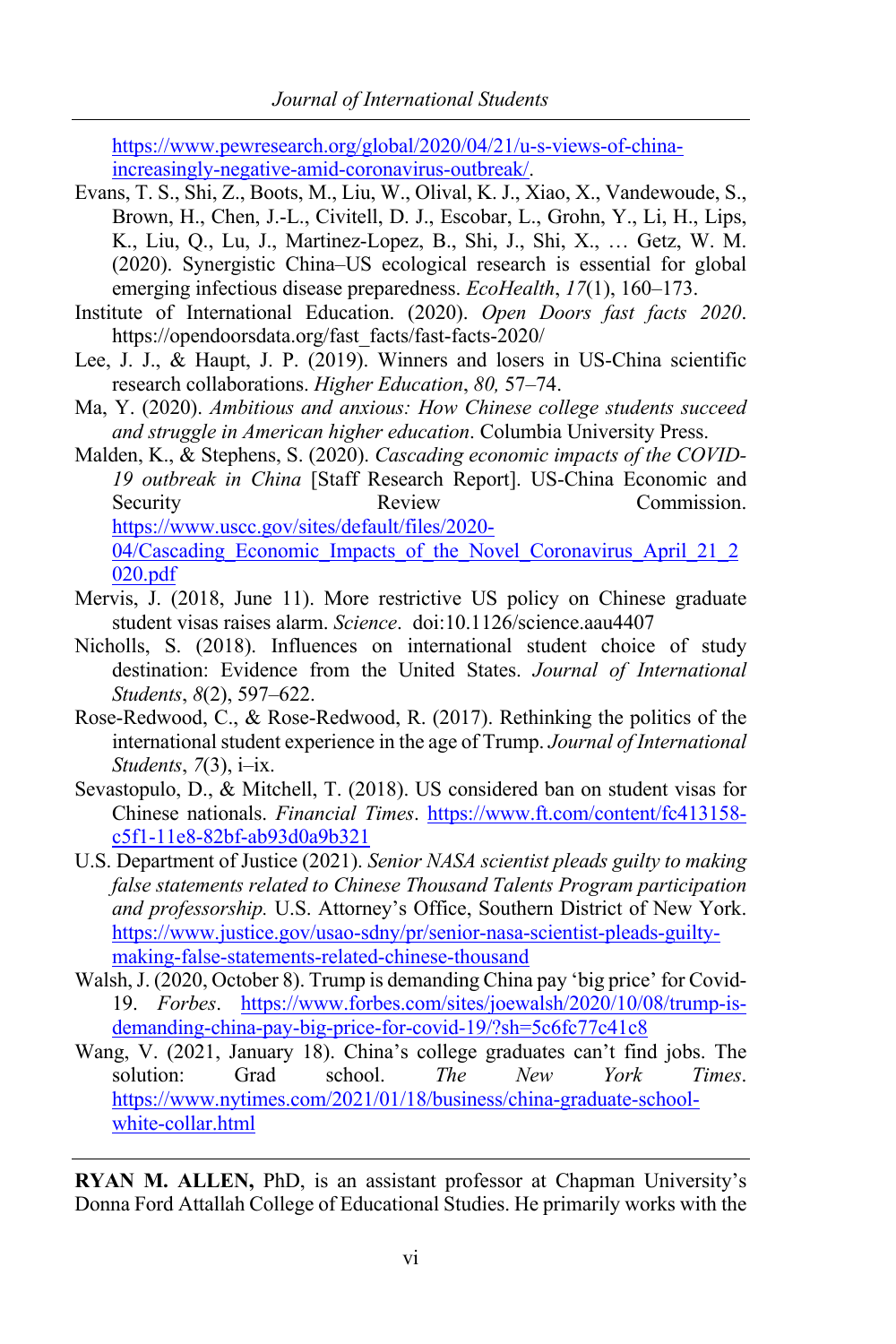https://www.pewresearch.org/global/2020/04/21/u-s-views-of-china-increasingly-negative-amid-coronavirus-outbreak/.

Evans, T. S., Shi, Z., Boots, M., Liu, W., Olival, K. J., Xiao, X., Vandewoude, S., Brown, H., Chen, J.-L., Civitell, D. J., Escobar, L., Grohn, Y., Li, H., Lips, K., Liu, Q., Lu, J., Martinez-Lopez, B., Shi, J., Shi, X., … Getz, W. M. (2020). Synergistic China–US ecological research is essential for global emerging infectious disease preparedness. *EcoHealth*, *17*(1), 160–173.

Institute of International Education. (2020). *Open Doors fast facts 2020*. https://opendoorsdata.org/fast_facts/fast-facts-2020/

Lee, J. J., & Haupt, J. P. (2019). Winners and losers in US-China scientific research collaborations. *Higher Education*, *80,* 57–74.

Ma, Y. (2020). *Ambitious and anxious: How Chinese college students succeed and struggle in American higher education*. Columbia University Press.

Malden, K., & Stephens, S. (2020). *Cascading economic impacts of the COVID-19 outbreak in China* [Staff Research Report]. US-China Economic and Security Review Commission. https://www.uscc.gov/sites/default/files/2020-04/Cascading_Economic_Impacts_of_the_Novel_Coronavirus_April_21_2020.pdf

Mervis, J. (2018, June 11). More restrictive US policy on Chinese graduate student visas raises alarm. *Science*. doi:10.1126/science.aau4407

Nicholls, S. (2018). Influences on international student choice of study destination: Evidence from the United States. *Journal of International Students*, *8*(2), 597–622.

Rose-Redwood, C., & Rose-Redwood, R. (2017). Rethinking the politics of the international student experience in the age of Trump. *Journal of International Students*, *7*(3), i–ix.

Sevastopulo, D., & Mitchell, T. (2018). US considered ban on student visas for Chinese nationals. *Financial Times*. https://www.ft.com/content/fc413158-c5f1-11e8-82bf-ab93d0a9b321

U.S. Department of Justice (2021). *Senior NASA scientist pleads guilty to making false statements related to Chinese Thousand Talents Program participation and professorship.* U.S. Attorney's Office, Southern District of New York. https://www.justice.gov/usao-sdny/pr/senior-nasa-scientist-pleads-guilty-making-false-statements-related-chinese-thousand

Walsh, J. (2020, October 8). Trump is demanding China pay 'big price' for Covid-19. *Forbes*. https://www.forbes.com/sites/joewalsh/2020/10/08/trump-is-demanding-china-pay-big-price-for-covid-19/?sh=5c6fc77c41c8

Wang, V. (2021, January 18). China's college graduates can't find jobs. The solution: Grad school. *The New York Times*. https://www.nytimes.com/2021/01/18/business/china-graduate-school-white-collar.html

---

**RYAN M. ALLEN,** PhD, is an assistant professor at Chapman University's Donna Ford Attallah College of Educational Studies. He primarily works with the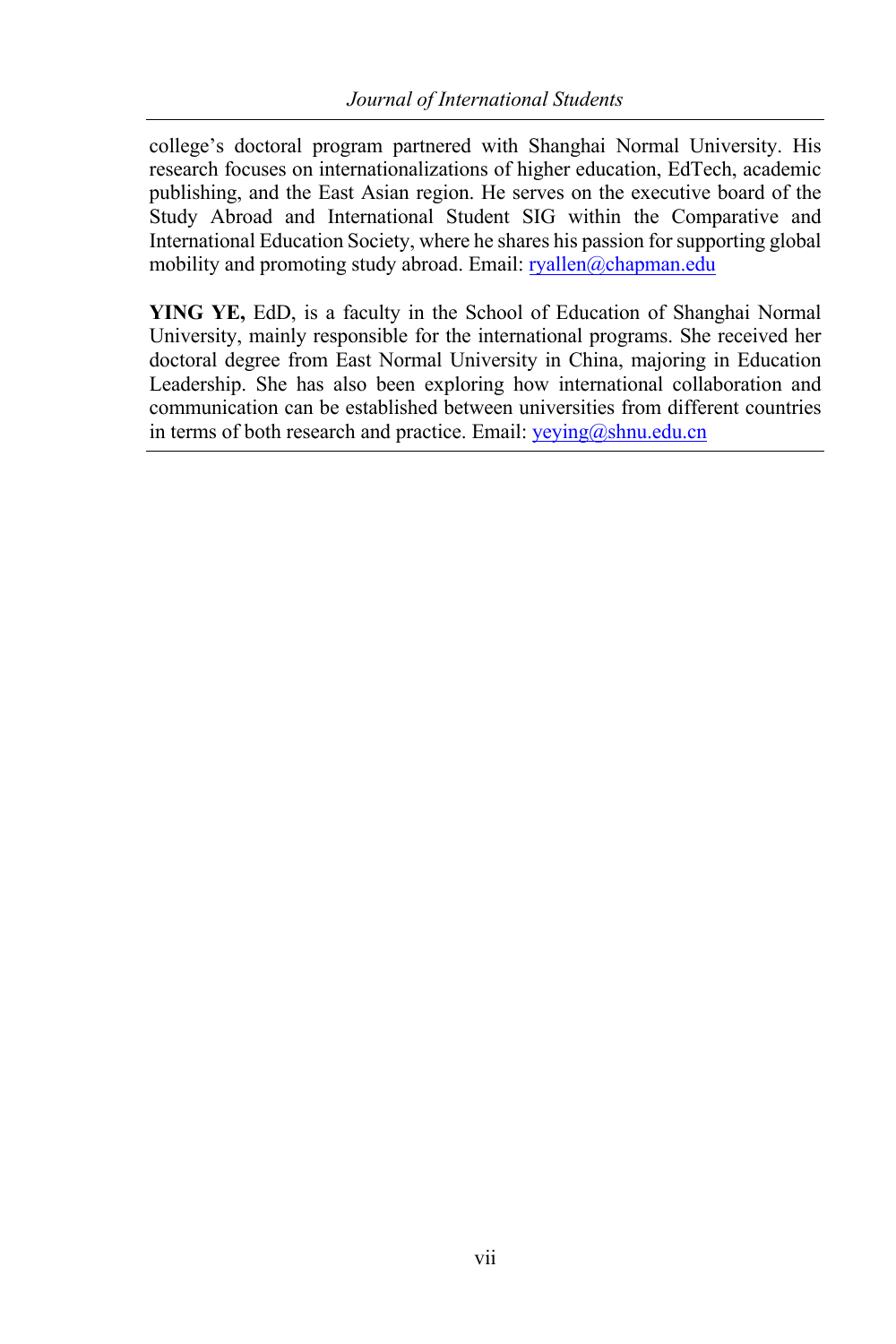college's doctoral program partnered with Shanghai Normal University. His research focuses on internationalizations of higher education, EdTech, academic publishing, and the East Asian region. He serves on the executive board of the Study Abroad and International Student SIG within the Comparative and International Education Society, where he shares his passion for supporting global mobility and promoting study abroad. Email: ryallen@chapman.edu

**YING YE,** EdD, is a faculty in the School of Education of Shanghai Normal University, mainly responsible for the international programs. She received her doctoral degree from East Normal University in China, majoring in Education Leadership. She has also been exploring how international collaboration and communication can be established between universities from different countries in terms of both research and practice. Email: yeying@shnu.edu.cn